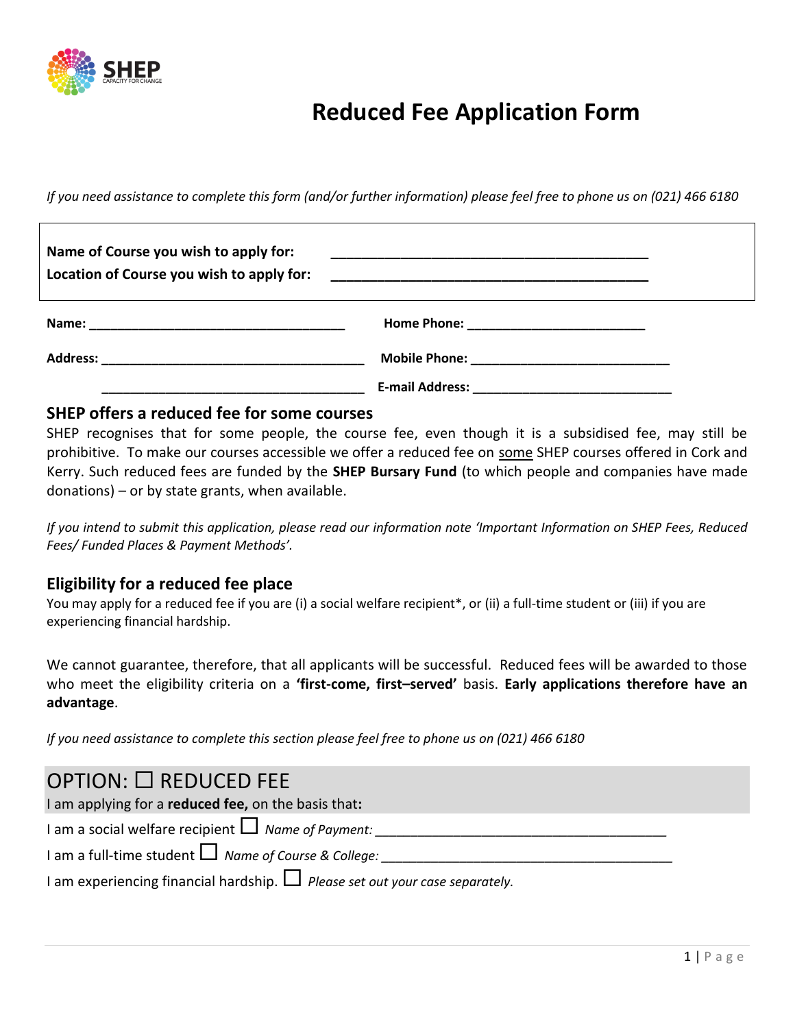# Reduced Fee Application Form

*If you need assistance to complete this form (and/or further information) please feel free to phone us on (021) 466 6180*

**Name of Course you wish to apply for:** ____________________________________________

**Location of Course you wish to apply for:** ____________________________________________

**Name:** ____________________________________ **Home Phone:** _________________________

**Address:** ____________________________________ **Mobile Phone:** ____________________________

____________________________________ **E-mail Address:** ____________________________

## SHEP offers a reduced fee for some courses

SHEP recognises that for some people, the course fee, even though it is a subsidised fee, may still be prohibitive. To make our courses accessible we offer a reduced fee on <u>some</u> SHEP courses offered in Cork and Kerry. Such reduced fees are funded by the **SHEP Bursary Fund** (to which people and companies have made donations) – or by state grants, when available.

*If you intend to submit this application, please read our information note 'Important Information on SHEP Fees, Reduced Fees/ Funded Places & Payment Methods'.*

## Eligibility for a reduced fee place

You may apply for a reduced fee if you are (i) a social welfare recipient*, or (ii) a full-time student or (iii) if you are experiencing financial hardship.

We cannot guarantee, therefore, that all applicants will be successful. Reduced fees will be awarded to those who meet the eligibility criteria on a **'first-come, first–served'** basis. **Early applications therefore have an advantage**.

*If you need assistance to complete this section please feel free to phone us on (021) 466 6180*

## OPTION: ☐ REDUCED FEE

I am applying for a **reduced fee,** on the basis that**:**

I am a social welfare recipient ☐ *Name of Payment:* ________________________________________

I am a full-time student ☐ *Name of Course & College:* ________________________________________

I am experiencing financial hardship. ☐ *Please set out your case separately.*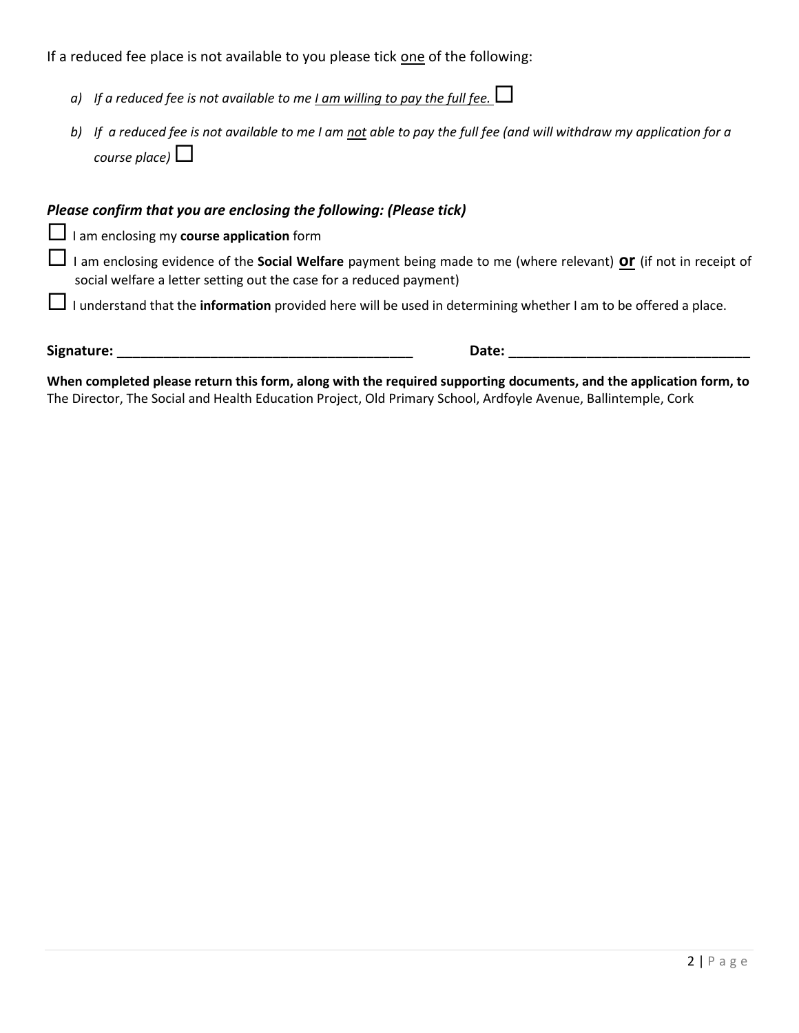If a reduced fee place is not available to you please tick <u>one</u> of the following:

a) *If a reduced fee is not available to me <u>I am willing to pay the full fee.</u>* ☐

b) *If a reduced fee is not available to me I am <u>not</u> able to pay the full fee (and will withdraw my application for a course place)* ☐

***Please confirm that you are enclosing the following: (Please tick)***

☐ I am enclosing my **course application** form

☐ I am enclosing evidence of the **Social Welfare** payment being made to me (where relevant) **<u>or</u>** (if not in receipt of social welfare a letter setting out the case for a reduced payment)

☐ I understand that the **information** provided here will be used in determining whether I am to be offered a place.

**Signature: ________________________________________** **Date: ________________________________**

**When completed please return this form, along with the required supporting documents, and the application form, to** The Director, The Social and Health Education Project, Old Primary School, Ardfoyle Avenue, Ballintemple, Cork